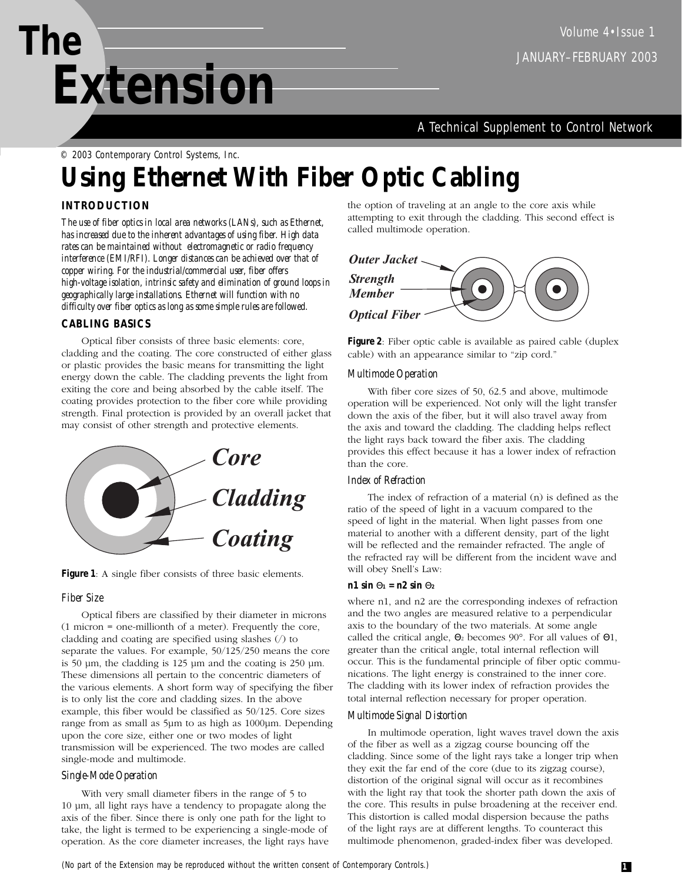© 2003 Contemporary Control Systems, Inc.

# Using Ethernet With Fiber Optic Cabling

## INTRODUCTION

*The use of fiber optics in local area networks (LANs), such as Ethernet, has increased due to the inherent advantages of using fiber. High data rates can be maintained without electromagnetic or radio frequency interference (EMI/RFI). Longer distances can be achieved over that of copper wiring. For the industrial/commercial user, fiber offers high-voltage isolation, intrinsic safety and elimination of ground loops in geographically large installations. Ethernet will function with no difficulty over fiber optics as long as some simple rules are followed.*

## CABLING BASICS

Optical fiber consists of three basic elements: core, cladding and the coating. The core constructed of either glass or plastic provides the basic means for transmitting the light energy down the cable. The cladding prevents the light from exiting the core and being absorbed by the cable itself. The coating provides protection to the fiber core while providing strength. Final protection is provided by an overall jacket that may consist of other strength and protective elements.

Core

Cladding

Coating

**Figure 1**: A single fiber consists of three basic elements.

### *Fiber Size*

Optical fibers are classified by their diameter in microns (1 micron = one-millionth of a meter). Frequently the core, cladding and coating are specified using slashes (/) to separate the values. For example, 50/125/250 means the core is 50 µm, the cladding is 125 µm and the coating is 250 µm. These dimensions all pertain to the concentric diameters of the various elements. A short form way of specifying the fiber is to only list the core and cladding sizes. In the above example, this fiber would be classified as 50/125. Core sizes range from as small as 5µm to as high as 1000µm. Depending upon the core size, either one or two modes of light transmission will be experienced. The two modes are called single-mode and multimode.

### *Single-Mode Operation*

With very small diameter fibers in the range of 5 to 10 µm, all light rays have a tendency to propagate along the axis of the fiber. Since there is only one path for the light to take, the light is termed to be experiencing a single-mode of operation. As the core diameter increases, the light rays have the option of traveling at an angle to the core axis while attempting to exit through the cladding. This second effect is called multimode operation.

Outer Jacket

Strength Member

Optical Fiber

**Figure 2**: Fiber optic cable is available as paired cable (duplex cable) with an appearance similar to "zip cord."

### *Multimode Operation*

With fiber core sizes of 50, 62.5 and above, multimode operation will be experienced. Not only will the light transfer down the axis of the fiber, but it will also travel away from the axis and toward the cladding. The cladding helps reflect the light rays back toward the fiber axis. The cladding provides this effect because it has a lower index of refraction than the core.

### *Index of Refraction*

The index of refraction of a material (n) is defined as the ratio of the speed of light in a vacuum compared to the speed of light in the material. When light passes from one material to another with a different density, part of the light will be reflected and the remainder refracted. The angle of the refracted ray will be different from the incident wave and will obey Snell's Law:

$$n1 \sin \Theta_1 = n2 \sin \Theta_2$$

where n1, and n2 are the corresponding indexes of refraction and the two angles are measured relative to a perpendicular axis to the boundary of the two materials. At some angle called the critical angle, $\Theta_2$ becomes 90°. For all values of $\Theta 1$, greater than the critical angle, total internal reflection will occur. This is the fundamental principle of fiber optic communications. The light energy is constrained to the inner core. The cladding with its lower index of refraction provides the total internal reflection necessary for proper operation.

### *Multimode Signal Distortion*

In multimode operation, light waves travel down the axis of the fiber as well as a zigzag course bouncing off the cladding. Since some of the light rays take a longer trip when they exit the far end of the core (due to its zigzag course), distortion of the original signal will occur as it recombines with the light ray that took the shorter path down the axis of the core. This results in pulse broadening at the receiver end. This distortion is called modal dispersion because the paths of the light rays are at different lengths. To counteract this multimode phenomenon, graded-index fiber was developed.

*(No part of the Extension may be reproduced without the written consent of Contemporary Controls.)*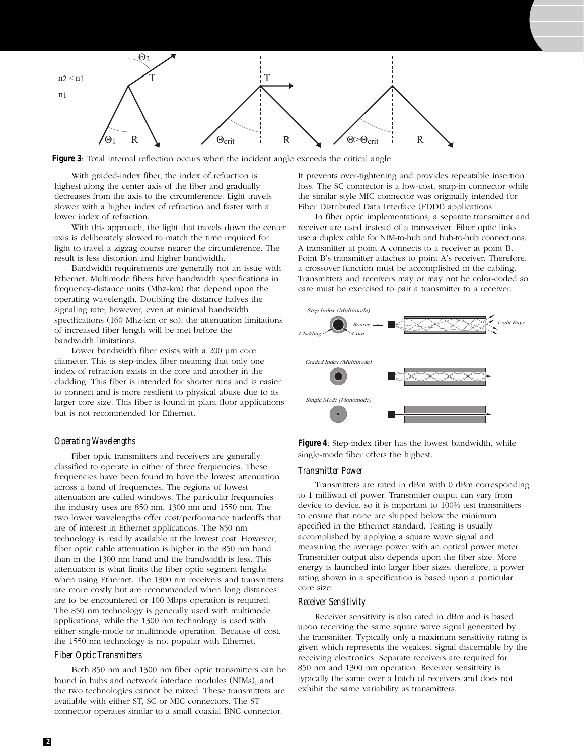**Figure 3**: Total internal reflection occurs when the incident angle exceeds the critical angle.

With graded-index fiber, the index of refraction is highest along the center axis of the fiber and gradually decreases from the axis to the circumference. Light travels slower with a higher index of refraction and faster with a lower index of refraction.

With this approach, the light that travels down the center axis is deliberately slowed to match the time required for light to travel a zigzag course nearer the circumference. The result is less distortion and higher bandwidth.

Bandwidth requirements are generally not an issue with Ethernet. Multimode fibers have bandwidth specifications in frequency-distance units (Mhz-km) that depend upon the operating wavelength. Doubling the distance halves the signaling rate; however, even at minimal bandwidth specifications (160 Mhz-km or so), the attenuation limitations of increased fiber length will be met before the bandwidth limitations.

Lower bandwidth fiber exists with a 200 µm core diameter. This is step-index fiber meaning that only one index of refraction exists in the core and another in the cladding. This fiber is intended for shorter runs and is easier to connect and is more resilient to physical abuse due to its larger core size. This fiber is found in plant floor applications but is not recommended for Ethernet.

### *Operating Wavelengths*

Fiber optic transmitters and receivers are generally classified to operate in either of three frequencies. These frequencies have been found to have the lowest attenuation across a band of frequencies. The regions of lowest attenuation are called windows. The particular frequencies the industry uses are 850 nm, 1300 nm and 1550 nm. The two lower wavelengths offer cost/performance tradeoffs that are of interest in Ethernet applications. The 850 nm technology is readily available at the lowest cost. However, fiber optic cable attenuation is higher in the 850 nm band than in the 1300 nm band and the bandwidth is less. This attenuation is what limits the fiber optic segment lengths when using Ethernet. The 1300 nm receivers and transmitters are more costly but are recommended when long distances are to be encountered or 100 Mbps operation is required. The 850 nm technology is generally used with multimode applications, while the 1300 nm technology is used with either single-mode or multimode operation. Because of cost, the 1550 nm technology is not popular with Ethernet.

### *Fiber Optic Transmitters*

Both 850 nm and 1300 nm fiber optic transmitters can be found in hubs and network interface modules (NIMs), and the two technologies cannot be mixed. These transmitters are available with either ST, SC or MIC connectors. The ST connector operates similar to a small coaxial BNC connector. It prevents over-tightening and provides repeatable insertion loss. The SC connector is a low-cost, snap-in connector while the similar style MIC connector was originally intended for Fiber Distributed Data Interface (FDDI) applications.

In fiber optic implementations, a separate transmitter and receiver are used instead of a transceiver. Fiber optic links use a duplex cable for NIM-to-hub and hub-to-hub connections. A transmitter at point A connects to a receiver at point B. Point B's transmitter attaches to point A's receiver. Therefore, a crossover function must be accomplished in the cabling. Transmitters and receivers may or may not be color-coded so care must be exercised to pair a transmitter to a receiver.

**Figure 4**: Step-index fiber has the lowest bandwidth, while single-mode fiber offers the highest.

### *Transmitter Power*

Transmitters are rated in dBm with 0 dBm corresponding to 1 milliwatt of power. Transmitter output can vary from device to device, so it is important to 100% test transmitters to ensure that none are shipped below the minimum specified in the Ethernet standard. Testing is usually accomplished by applying a square wave signal and measuring the average power with an optical power meter. Transmitter output also depends upon the fiber size. More energy is launched into larger fiber sizes; therefore, a power rating shown in a specification is based upon a particular core size.

### *Receiver Sensitivity*

Receiver sensitivity is also rated in dBm and is based upon receiving the same square wave signal generated by the transmitter. Typically only a maximum sensitivity rating is given which represents the weakest signal discernable by the receiving electronics. Separate receivers are required for 850 nm and 1300 nm operation. Receiver sensitivity is typically the same over a batch of receivers and does not exhibit the same variability as transmitters.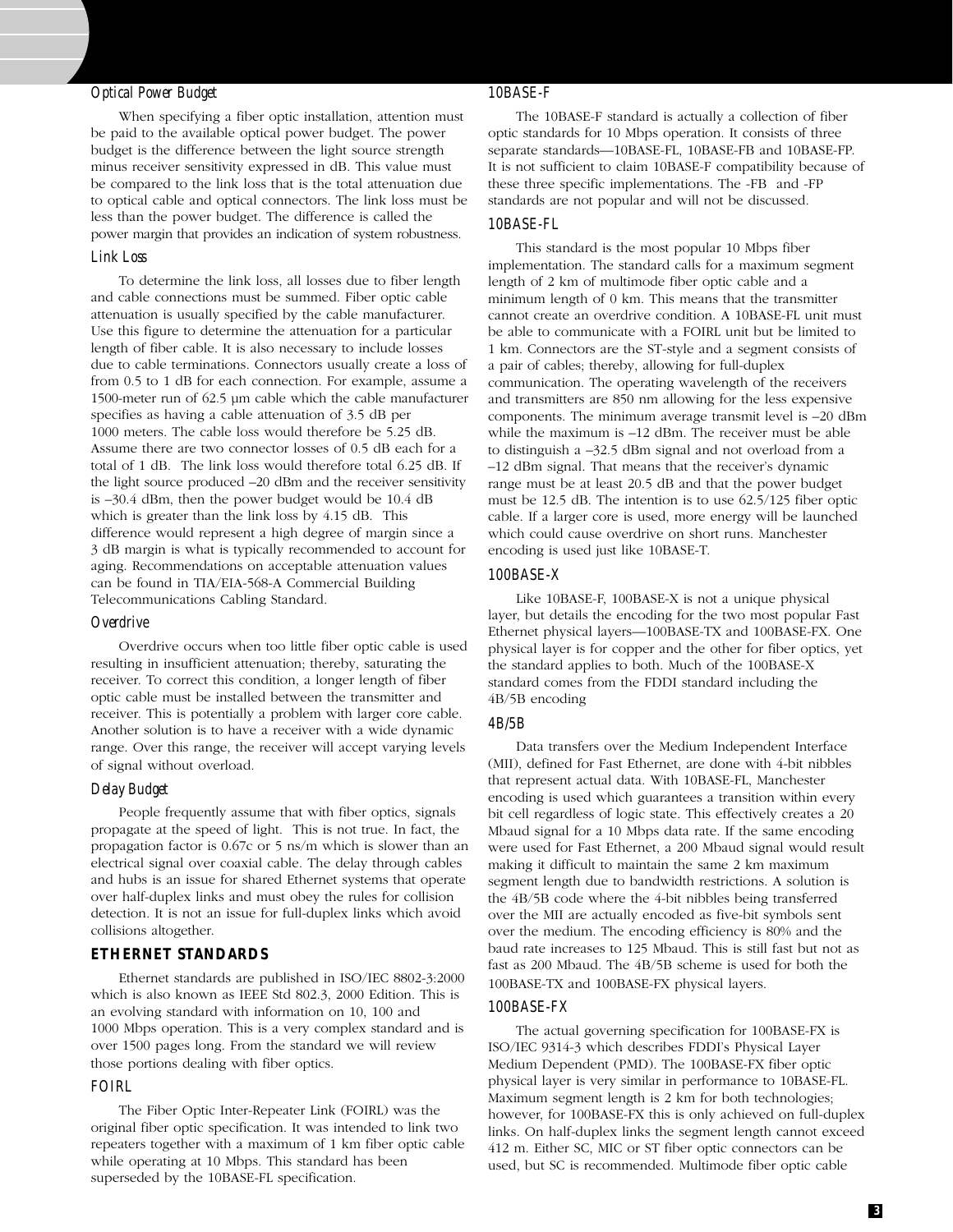### *Optical Power Budget*

When specifying a fiber optic installation, attention must be paid to the available optical power budget. The power budget is the difference between the light source strength minus receiver sensitivity expressed in dB. This value must be compared to the link loss that is the total attenuation due to optical cable and optical connectors. The link loss must be less than the power budget. The difference is called the power margin that provides an indication of system robustness.

### *Link Loss*

To determine the link loss, all losses due to fiber length and cable connections must be summed. Fiber optic cable attenuation is usually specified by the cable manufacturer. Use this figure to determine the attenuation for a particular length of fiber cable. It is also necessary to include losses due to cable terminations. Connectors usually create a loss of from 0.5 to 1 dB for each connection. For example, assume a 1500-meter run of 62.5 µm cable which the cable manufacturer specifies as having a cable attenuation of 3.5 dB per 1000 meters. The cable loss would therefore be 5.25 dB. Assume there are two connector losses of 0.5 dB each for a total of 1 dB. The link loss would therefore total 6.25 dB. If the light source produced –20 dBm and the receiver sensitivity is –30.4 dBm, then the power budget would be 10.4 dB which is greater than the link loss by 4.15 dB. This difference would represent a high degree of margin since a 3 dB margin is what is typically recommended to account for aging. Recommendations on acceptable attenuation values can be found in TIA/EIA-568-A Commercial Building Telecommunications Cabling Standard.

### *Overdrive*

Overdrive occurs when too little fiber optic cable is used resulting in insufficient attenuation; thereby, saturating the receiver. To correct this condition, a longer length of fiber optic cable must be installed between the transmitter and receiver. This is potentially a problem with larger core cable. Another solution is to have a receiver with a wide dynamic range. Over this range, the receiver will accept varying levels of signal without overload.

### *Delay Budget*

People frequently assume that with fiber optics, signals propagate at the speed of light. This is not true. In fact, the propagation factor is 0.67c or 5 ns/m which is slower than an electrical signal over coaxial cable. The delay through cables and hubs is an issue for shared Ethernet systems that operate over half-duplex links and must obey the rules for collision detection. It is not an issue for full-duplex links which avoid collisions altogether.

## ETHERNET STANDARDS

Ethernet standards are published in ISO/IEC 8802-3:2000 which is also known as IEEE Std 802.3, 2000 Edition. This is an evolving standard with information on 10, 100 and 1000 Mbps operation. This is a very complex standard and is over 1500 pages long. From the standard we will review those portions dealing with fiber optics.

### *FOIRL*

The Fiber Optic Inter-Repeater Link (FOIRL) was the original fiber optic specification. It was intended to link two repeaters together with a maximum of 1 km fiber optic cable while operating at 10 Mbps. This standard has been superseded by the 10BASE-FL specification.

### *10BASE-F*

The 10BASE-F standard is actually a collection of fiber optic standards for 10 Mbps operation. It consists of three separate standards—10BASE-FL, 10BASE-FB and 10BASE-FP. It is not sufficient to claim 10BASE-F compatibility because of these three specific implementations. The -FB and -FP standards are not popular and will not be discussed.

### *10BASE-FL*

This standard is the most popular 10 Mbps fiber implementation. The standard calls for a maximum segment length of 2 km of multimode fiber optic cable and a minimum length of 0 km. This means that the transmitter cannot create an overdrive condition. A 10BASE-FL unit must be able to communicate with a FOIRL unit but be limited to 1 km. Connectors are the ST-style and a segment consists of a pair of cables; thereby, allowing for full-duplex communication. The operating wavelength of the receivers and transmitters are 850 nm allowing for the less expensive components. The minimum average transmit level is –20 dBm while the maximum is –12 dBm. The receiver must be able to distinguish a –32.5 dBm signal and not overload from a –12 dBm signal. That means that the receiver's dynamic range must be at least 20.5 dB and that the power budget must be 12.5 dB. The intention is to use 62.5/125 fiber optic cable. If a larger core is used, more energy will be launched which could cause overdrive on short runs. Manchester encoding is used just like 10BASE-T.

### *100BASE-X*

Like 10BASE-F, 100BASE-X is not a unique physical layer, but details the encoding for the two most popular Fast Ethernet physical layers—100BASE-TX and 100BASE-FX. One physical layer is for copper and the other for fiber optics, yet the standard applies to both. Much of the 100BASE-X standard comes from the FDDI standard including the 4B/5B encoding

### *4B/5B*

Data transfers over the Medium Independent Interface (MII), defined for Fast Ethernet, are done with 4-bit nibbles that represent actual data. With 10BASE-FL, Manchester encoding is used which guarantees a transition within every bit cell regardless of logic state. This effectively creates a 20 Mbaud signal for a 10 Mbps data rate. If the same encoding were used for Fast Ethernet, a 200 Mbaud signal would result making it difficult to maintain the same 2 km maximum segment length due to bandwidth restrictions. A solution is the 4B/5B code where the 4-bit nibbles being transferred over the MII are actually encoded as five-bit symbols sent over the medium. The encoding efficiency is 80% and the baud rate increases to 125 Mbaud. This is still fast but not as fast as 200 Mbaud. The 4B/5B scheme is used for both the 100BASE-TX and 100BASE-FX physical layers.

### *100BASE-FX*

The actual governing specification for 100BASE-FX is ISO/IEC 9314-3 which describes FDDI's Physical Layer Medium Dependent (PMD). The 100BASE-FX fiber optic physical layer is very similar in performance to 10BASE-FL. Maximum segment length is 2 km for both technologies; however, for 100BASE-FX this is only achieved on full-duplex links. On half-duplex links the segment length cannot exceed 412 m. Either SC, MIC or ST fiber optic connectors can be used, but SC is recommended. Multimode fiber optic cable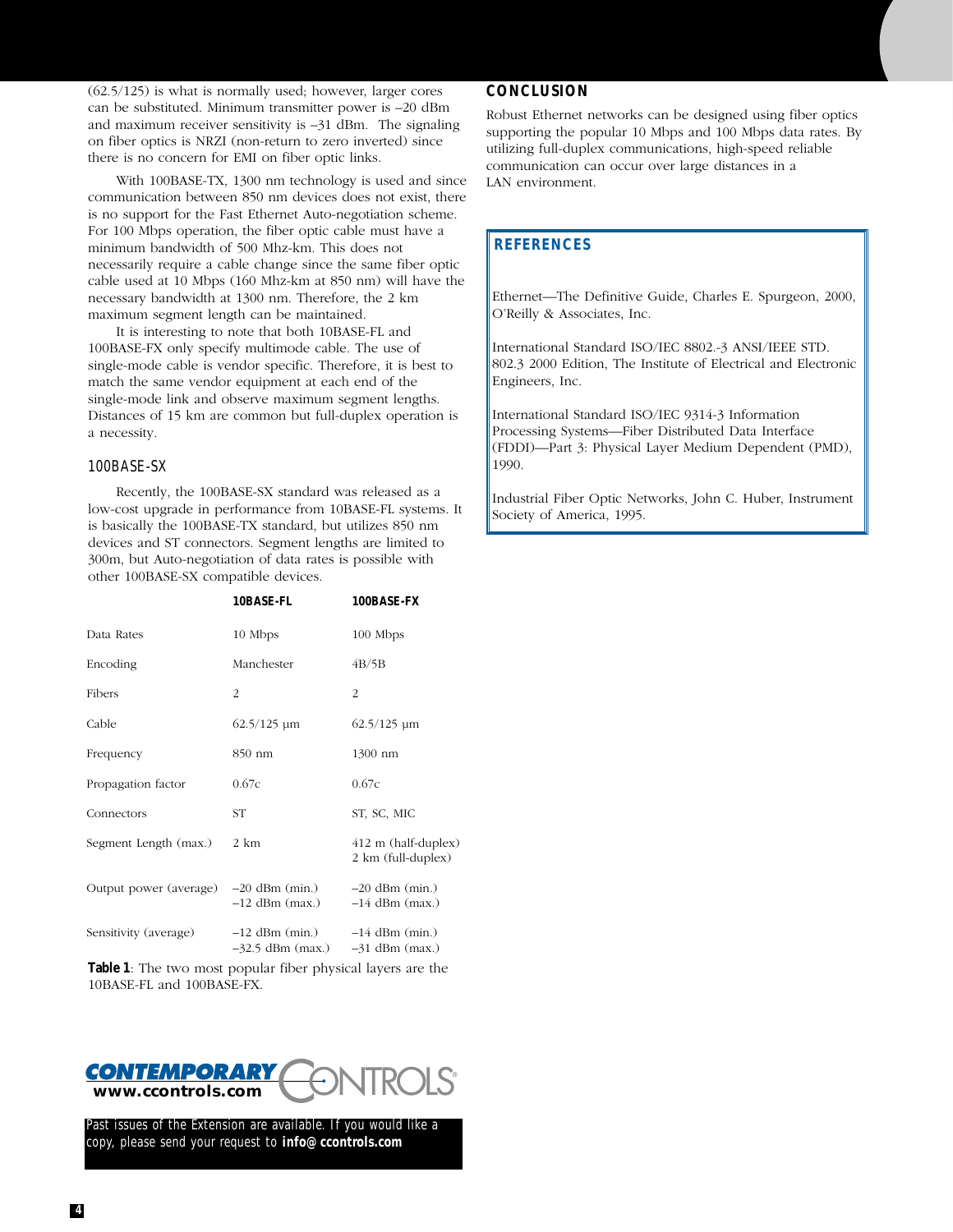(62.5/125) is what is normally used; however, larger cores can be substituted. Minimum transmitter power is –20 dBm and maximum receiver sensitivity is –31 dBm. The signaling on fiber optics is NRZI (non-return to zero inverted) since there is no concern for EMI on fiber optic links.

With 100BASE-TX, 1300 nm technology is used and since communication between 850 nm devices does not exist, there is no support for the Fast Ethernet Auto-negotiation scheme. For 100 Mbps operation, the fiber optic cable must have a minimum bandwidth of 500 Mhz-km. This does not necessarily require a cable change since the same fiber optic cable used at 10 Mbps (160 Mhz-km at 850 nm) will have the necessary bandwidth at 1300 nm. Therefore, the 2 km maximum segment length can be maintained.

It is interesting to note that both 10BASE-FL and 100BASE-FX only specify multimode cable. The use of single-mode cable is vendor specific. Therefore, it is best to match the same vendor equipment at each end of the single-mode link and observe maximum segment lengths. Distances of 15 km are common but full-duplex operation is a necessity.

### 100BASE-SX

Recently, the 100BASE-SX standard was released as a low-cost upgrade in performance from 10BASE-FL systems. It is basically the 100BASE-TX standard, but utilizes 850 nm devices and ST connectors. Segment lengths are limited to 300m, but Auto-negotiation of data rates is possible with other 100BASE-SX compatible devices.

| | **10BASE-FL** | **100BASE-FX** |
|---|---|---|
| Data Rates | 10 Mbps | 100 Mbps |
| Encoding | Manchester | 4B/5B |
| Fibers | 2 | 2 |
| Cable | 62.5/125 µm | 62.5/125 µm |
| Frequency | 850 nm | 1300 nm |
| Propagation factor | 0.67c | 0.67c |
| Connectors | ST | ST, SC, MIC |
| Segment Length (max.) | 2 km | 412 m (half-duplex) 2 km (full-duplex) |
| Output power (average) | –20 dBm (min.) –12 dBm (max.) | –20 dBm (min.) –14 dBm (max.) |
| Sensitivity (average) | –12 dBm (min.) –32.5 dBm (max.) | –14 dBm (min.) –31 dBm (max.) |

**Table 1**: The two most popular fiber physical layers are the 10BASE-FL and 100BASE-FX.

## CONCLUSION

Robust Ethernet networks can be designed using fiber optics supporting the popular 10 Mbps and 100 Mbps data rates. By utilizing full-duplex communications, high-speed reliable communication can occur over large distances in a LAN environment.

## REFERENCES

Ethernet—The Definitive Guide, Charles E. Spurgeon, 2000, O'Reilly & Associates, Inc.

International Standard ISO/IEC 8802.-3 ANSI/IEEE STD. 802.3 2000 Edition, The Institute of Electrical and Electronic Engineers, Inc.

International Standard ISO/IEC 9314-3 Information Processing Systems—Fiber Distributed Data Interface (FDDI)—Part 3: Physical Layer Medium Dependent (PMD), 1990.

Industrial Fiber Optic Networks, John C. Huber, Instrument Society of America, 1995.

CONTEMPORARY CONTROLS
www.ccontrols.com

Past issues of the Extension are available. If you would like a copy, please send your request to **info@ccontrols.com**